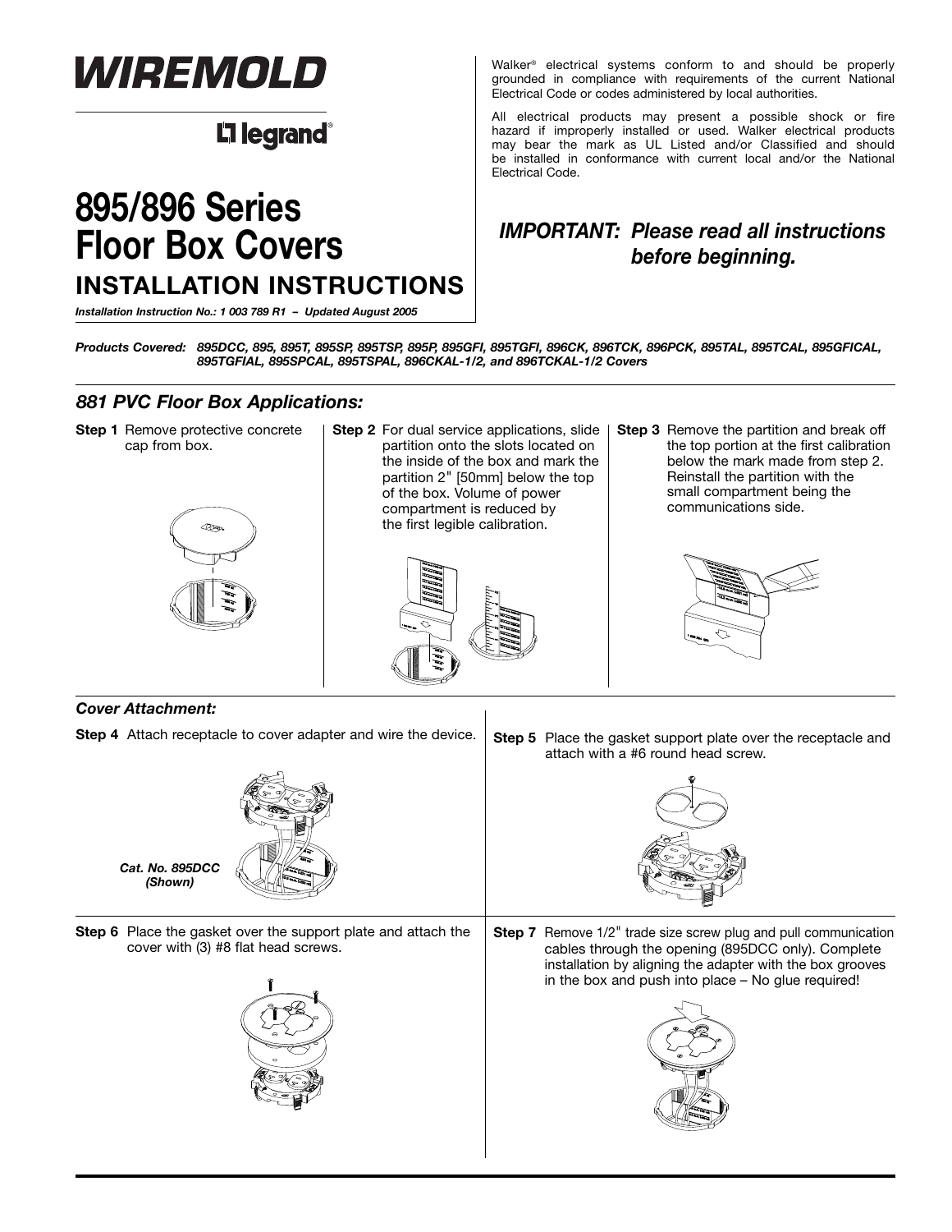# WIREMOLD

Legrand®

# 895/896 Series Floor Box Covers

## INSTALLATION INSTRUCTIONS

*Installation Instruction No.: 1 003 789 R1 – Updated August 2005*

Walker® electrical systems conform to and should be properly grounded in compliance with requirements of the current National Electrical Code or codes administered by local authorities.

All electrical products may present a possible shock or fire hazard if improperly installed or used. Walker electrical products may bear the mark as UL Listed and/or Classified and should be installed in conformance with current local and/or the National Electrical Code.

***IMPORTANT: Please read all instructions before beginning.***

***Products Covered:** 895DCC, 895, 895T, 895SP, 895TSP, 895P, 895GFI, 895TGFI, 896CK, 896TCK, 896PCK, 895TAL, 895TCAL, 895GFICAL, 895TGFIAL, 895SPCAL, 895TSPAL, 896CKAL-1/2, and 896TCKAL-1/2 Covers*

### *881 PVC Floor Box Applications:*

**Step 1** Remove protective concrete cap from box.

**Step 2** For dual service applications, slide partition onto the slots located on the inside of the box and mark the partition 2" [50mm] below the top of the box. Volume of power compartment is reduced by the first legible calibration.

**Step 3** Remove the partition and break off the top portion at the first calibration below the mark made from step 2. Reinstall the partition with the small compartment being the communications side.

### *Cover Attachment:*

**Step 4** Attach receptacle to cover adapter and wire the device.

*Cat. No. 895DCC (Shown)*

**Step 5** Place the gasket support plate over the receptacle and attach with a #6 round head screw.

**Step 6** Place the gasket over the support plate and attach the cover with (3) #8 flat head screws.

**Step 7** Remove 1/2" trade size screw plug and pull communication cables through the opening (895DCC only). Complete installation by aligning the adapter with the box grooves in the box and push into place – No glue required!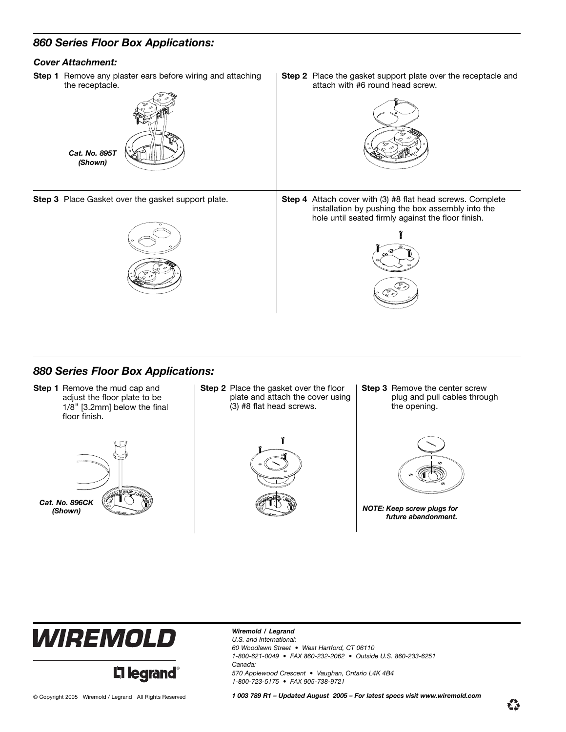## *860 Series Floor Box Applications:*

### *Cover Attachment:*

**Step 1** Remove any plaster ears before wiring and attaching the receptacle.

***Cat. No. 895T (Shown)***

**Step 2** Place the gasket support plate over the receptacle and attach with #6 round head screw.

**Step 3** Place Gasket over the gasket support plate.

**Step 4** Attach cover with (3) #8 flat head screws. Complete installation by pushing the box assembly into the hole until seated firmly against the floor finish.

## *880 Series Floor Box Applications:*

**Step 1** Remove the mud cap and adjust the floor plate to be 1/8" [3.2mm] below the final floor finish.

***Cat. No. 896CK (Shown)***

**Step 2** Place the gasket over the floor plate and attach the cover using (3) #8 flat head screws.

**Step 3** Remove the center screw plug and pull cables through the opening.

***NOTE: Keep screw plugs for future abandonment.***

**WIREMOLD**

**legrand**®

***Wiremold / Legrand***
*U.S. and International:*
*60 Woodlawn Street • West Hartford, CT 06110*
*1-800-621-0049 • FAX 860-232-2062 • Outside U.S. 860-233-6251*
*Canada:*
*570 Applewood Crescent • Vaughan, Ontario L4K 4B4*
*1-800-723-5175 • FAX 905-738-9721*

© Copyright 2005 Wiremold / Legrand All Rights Reserved

***1 003 789 R1 – Updated August 2005 – For latest specs visit www.wiremold.com***